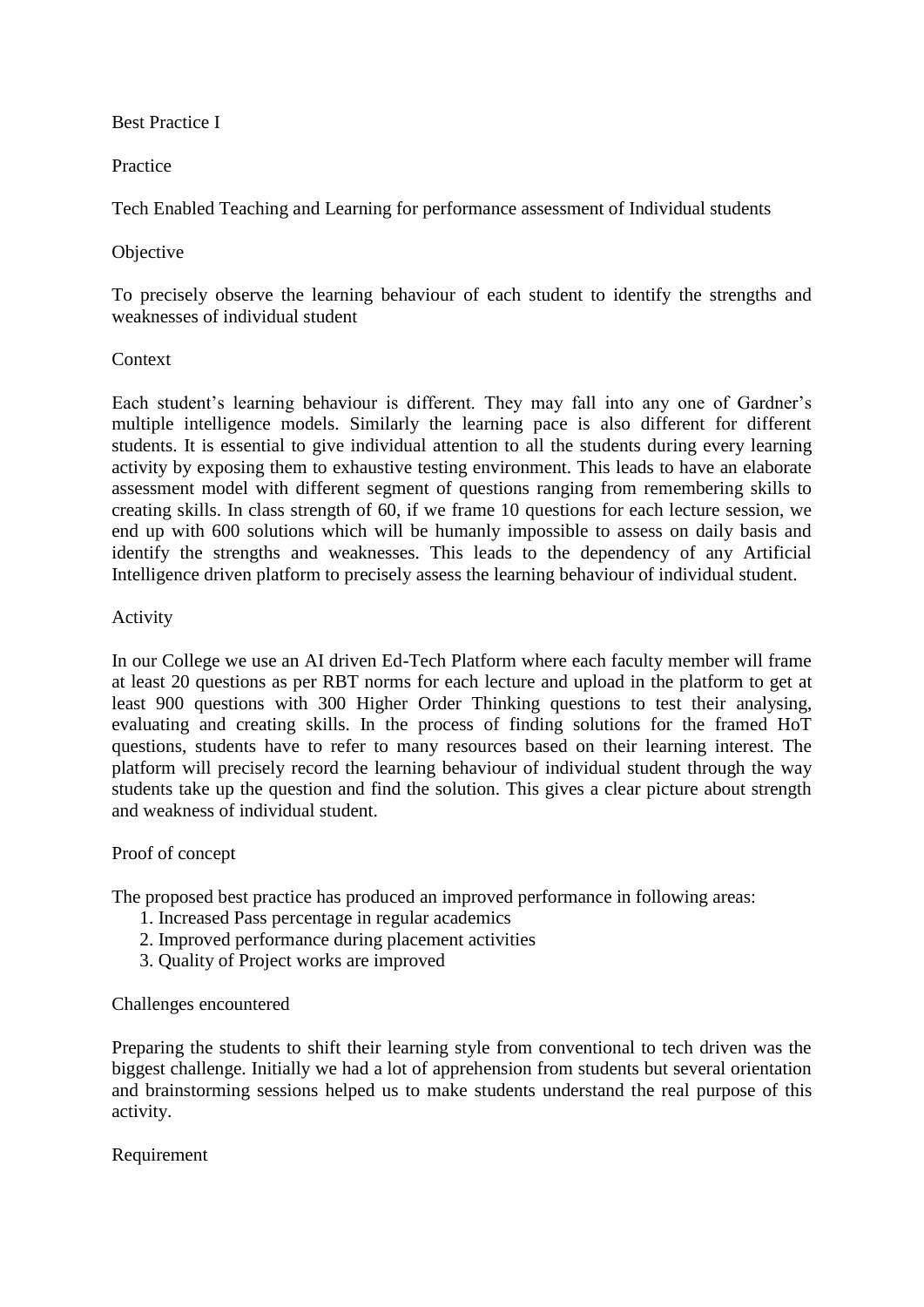## Best Practice I

### Practice

Tech Enabled Teaching and Learning for performance assessment of Individual students

### Objective

To precisely observe the learning behaviour of each student to identify the strengths and weaknesses of individual student

### Context

Each student's learning behaviour is different. They may fall into any one of Gardner's multiple intelligence models. Similarly the learning pace is also different for different students. It is essential to give individual attention to all the students during every learning activity by exposing them to exhaustive testing environment. This leads to have an elaborate assessment model with different segment of questions ranging from remembering skills to creating skills. In class strength of 60, if we frame 10 questions for each lecture session, we end up with 600 solutions which will be humanly impossible to assess on daily basis and identify the strengths and weaknesses. This leads to the dependency of any Artificial Intelligence driven platform to precisely assess the learning behaviour of individual student.

### Activity

In our College we use an AI driven Ed-Tech Platform where each faculty member will frame at least 20 questions as per RBT norms for each lecture and upload in the platform to get at least 900 questions with 300 Higher Order Thinking questions to test their analysing, evaluating and creating skills. In the process of finding solutions for the framed HoT questions, students have to refer to many resources based on their learning interest. The platform will precisely record the learning behaviour of individual student through the way students take up the question and find the solution. This gives a clear picture about strength and weakness of individual student.

### Proof of concept

The proposed best practice has produced an improved performance in following areas:

1. Increased Pass percentage in regular academics
2. Improved performance during placement activities
3. Quality of Project works are improved

### Challenges encountered

Preparing the students to shift their learning style from conventional to tech driven was the biggest challenge. Initially we had a lot of apprehension from students but several orientation and brainstorming sessions helped us to make students understand the real purpose of this activity.

### Requirement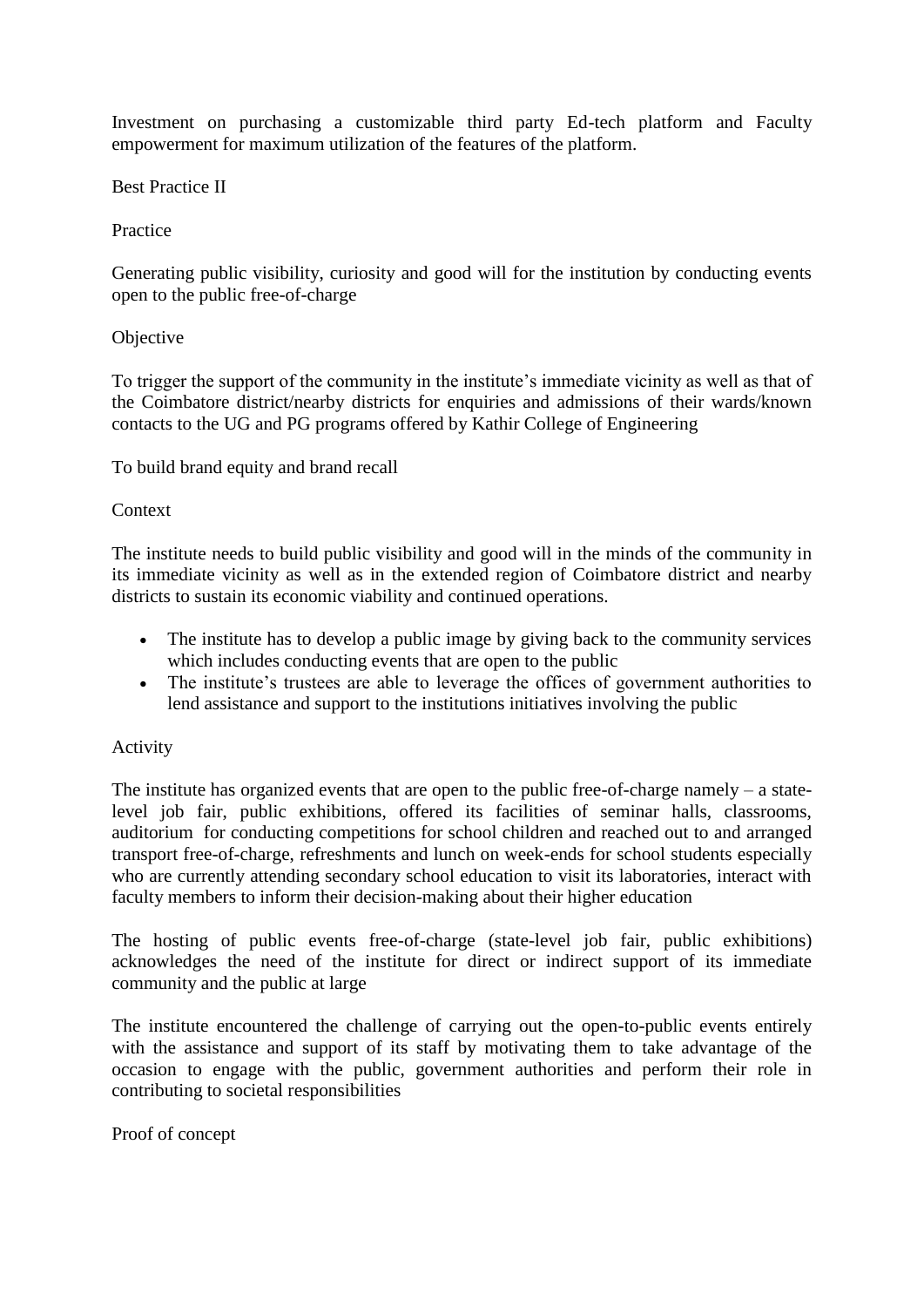Investment on purchasing a customizable third party Ed-tech platform and Faculty empowerment for maximum utilization of the features of the platform.

Best Practice II

Practice

Generating public visibility, curiosity and good will for the institution by conducting events open to the public free-of-charge

Objective

To trigger the support of the community in the institute's immediate vicinity as well as that of the Coimbatore district/nearby districts for enquiries and admissions of their wards/known contacts to the UG and PG programs offered by Kathir College of Engineering

To build brand equity and brand recall

Context

The institute needs to build public visibility and good will in the minds of the community in its immediate vicinity as well as in the extended region of Coimbatore district and nearby districts to sustain its economic viability and continued operations.

- The institute has to develop a public image by giving back to the community services which includes conducting events that are open to the public
- The institute's trustees are able to leverage the offices of government authorities to lend assistance and support to the institutions initiatives involving the public

Activity

The institute has organized events that are open to the public free-of-charge namely – a state-level job fair, public exhibitions, offered its facilities of seminar halls, classrooms, auditorium for conducting competitions for school children and reached out to and arranged transport free-of-charge, refreshments and lunch on week-ends for school students especially who are currently attending secondary school education to visit its laboratories, interact with faculty members to inform their decision-making about their higher education

The hosting of public events free-of-charge (state-level job fair, public exhibitions) acknowledges the need of the institute for direct or indirect support of its immediate community and the public at large

The institute encountered the challenge of carrying out the open-to-public events entirely with the assistance and support of its staff by motivating them to take advantage of the occasion to engage with the public, government authorities and perform their role in contributing to societal responsibilities

Proof of concept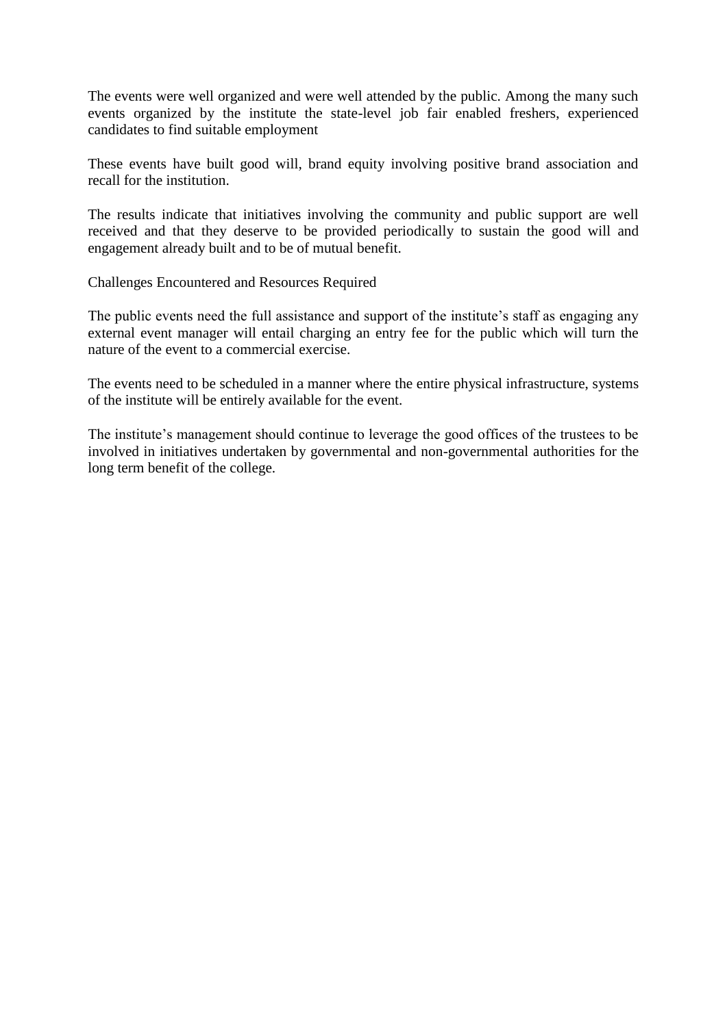The events were well organized and were well attended by the public. Among the many such events organized by the institute the state-level job fair enabled freshers, experienced candidates to find suitable employment

These events have built good will, brand equity involving positive brand association and recall for the institution.

The results indicate that initiatives involving the community and public support are well received and that they deserve to be provided periodically to sustain the good will and engagement already built and to be of mutual benefit.

Challenges Encountered and Resources Required

The public events need the full assistance and support of the institute's staff as engaging any external event manager will entail charging an entry fee for the public which will turn the nature of the event to a commercial exercise.

The events need to be scheduled in a manner where the entire physical infrastructure, systems of the institute will be entirely available for the event.

The institute's management should continue to leverage the good offices of the trustees to be involved in initiatives undertaken by governmental and non-governmental authorities for the long term benefit of the college.